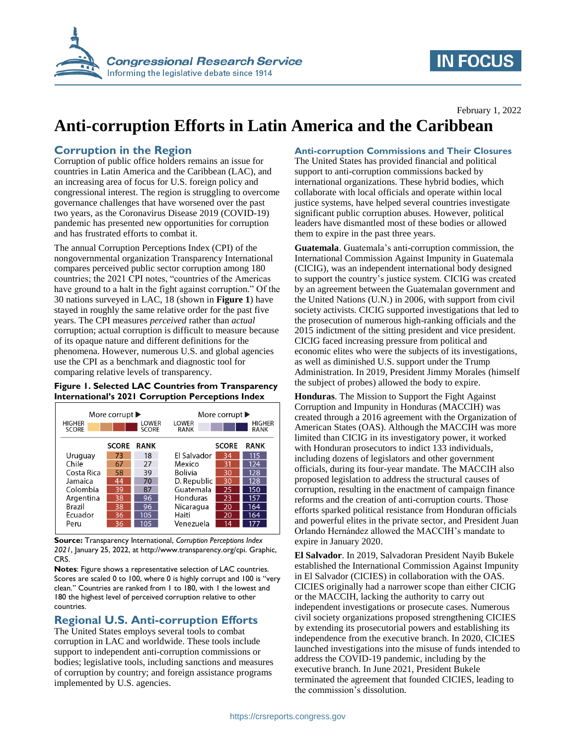# Anti-corruption Efforts in Latin America and the Caribbean

February 1, 2022

## Corruption in the Region

Corruption of public office holders remains an issue for countries in Latin America and the Caribbean (LAC), and an increasing area of focus for U.S. foreign policy and congressional interest. The region is struggling to overcome governance challenges that have worsened over the past two years, as the Coronavirus Disease 2019 (COVID-19) pandemic has presented new opportunities for corruption and has frustrated efforts to combat it.

The annual Corruption Perceptions Index (CPI) of the nongovernmental organization Transparency International compares perceived public sector corruption among 180 countries; the 2021 CPI notes, "countries of the Americas have ground to a halt in the fight against corruption." Of the 30 nations surveyed in LAC, 18 (shown in **Figure 1**) have stayed in roughly the same relative order for the past five years. The CPI measures *perceived* rather than *actual* corruption; actual corruption is difficult to measure because of its opaque nature and different definitions for the phenomena. However, numerous U.S. and global agencies use the CPI as a benchmark and diagnostic tool for comparing relative levels of transparency.

**Figure 1. Selected LAC Countries from Transparency International's 2021 Corruption Perceptions Index**

More corrupt ▶ (HIGHER SCORE → LOWER SCORE) | More corrupt ▶ (LOWER RANK → HIGHER RANK)

| Country | SCORE | RANK | Country | SCORE | RANK |
|---|---|---|---|---|---|
| Uruguay | 73 | 18 | El Salvador | 34 | 115 |
| Chile | 67 | 27 | Mexico | 31 | 124 |
| Costa Rica | 58 | 39 | Bolivia | 30 | 128 |
| Jamaica | 44 | 70 | D. Republic | 30 | 128 |
| Colombia | 39 | 87 | Guatemala | 25 | 150 |
| Argentina | 38 | 96 | Honduras | 23 | 157 |
| Brazil | 38 | 96 | Nicaragua | 20 | 164 |
| Ecuador | 36 | 105 | Haiti | 20 | 164 |
| Peru | 36 | 105 | Venezuela | 14 | 177 |

**Source:** Transparency International, *Corruption Perceptions Index 2021*, January 25, 2022, at http://www.transparency.org/cpi. Graphic, CRS.

**Notes**: Figure shows a representative selection of LAC countries. Scores are scaled 0 to 100, where 0 is highly corrupt and 100 is "very clean." Countries are ranked from 1 to 180, with 1 the lowest and 180 the highest level of perceived corruption relative to other countries.

## Regional U.S. Anti-corruption Efforts

The United States employs several tools to combat corruption in LAC and worldwide. These tools include support to independent anti-corruption commissions or bodies; legislative tools, including sanctions and measures of corruption by country; and foreign assistance programs implemented by U.S. agencies.

### Anti-corruption Commissions and Their Closures

The United States has provided financial and political support to anti-corruption commissions backed by international organizations. These hybrid bodies, which collaborate with local officials and operate within local justice systems, have helped several countries investigate significant public corruption abuses. However, political leaders have dismantled most of these bodies or allowed them to expire in the past three years.

**Guatemala**. Guatemala's anti-corruption commission, the International Commission Against Impunity in Guatemala (CICIG), was an independent international body designed to support the country's justice system. CICIG was created by an agreement between the Guatemalan government and the United Nations (U.N.) in 2006, with support from civil society activists. CICIG supported investigations that led to the prosecution of numerous high-ranking officials and the 2015 indictment of the sitting president and vice president. CICIG faced increasing pressure from political and economic elites who were the subjects of its investigations, as well as diminished U.S. support under the Trump Administration. In 2019, President Jimmy Morales (himself the subject of probes) allowed the body to expire.

**Honduras**. The Mission to Support the Fight Against Corruption and Impunity in Honduras (MACCIH) was created through a 2016 agreement with the Organization of American States (OAS). Although the MACCIH was more limited than CICIG in its investigatory power, it worked with Honduran prosecutors to indict 133 individuals, including dozens of legislators and other government officials, during its four-year mandate. The MACCIH also proposed legislation to address the structural causes of corruption, resulting in the enactment of campaign finance reforms and the creation of anti-corruption courts. Those efforts sparked political resistance from Honduran officials and powerful elites in the private sector, and President Juan Orlando Hernández allowed the MACCIH's mandate to expire in January 2020.

**El Salvador**. In 2019, Salvadoran President Nayib Bukele established the International Commission Against Impunity in El Salvador (CICIES) in collaboration with the OAS. CICIES originally had a narrower scope than either CICIG or the MACCIH, lacking the authority to carry out independent investigations or prosecute cases. Numerous civil society organizations proposed strengthening CICIES by extending its prosecutorial powers and establishing its independence from the executive branch. In 2020, CICIES launched investigations into the misuse of funds intended to address the COVID-19 pandemic, including by the executive branch. In June 2021, President Bukele terminated the agreement that founded CICIES, leading to the commission's dissolution.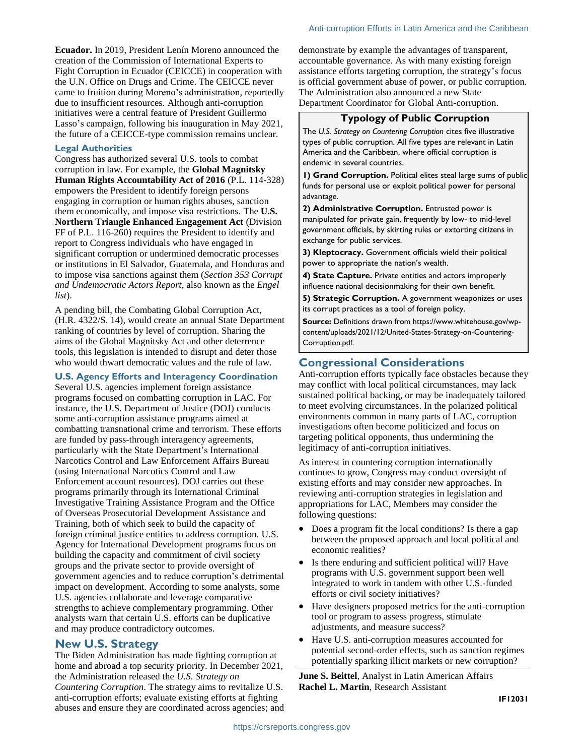**Ecuador.** In 2019, President Lenín Moreno announced the creation of the Commission of International Experts to Fight Corruption in Ecuador (CEICCE) in cooperation with the U.N. Office on Drugs and Crime. The CEICCE never came to fruition during Moreno's administration, reportedly due to insufficient resources. Although anti-corruption initiatives were a central feature of President Guillermo Lasso's campaign, following his inauguration in May 2021, the future of a CEICCE-type commission remains unclear.

### Legal Authorities

Congress has authorized several U.S. tools to combat corruption in law. For example, the **Global Magnitsky Human Rights Accountability Act of 2016** (P.L. 114-328) empowers the President to identify foreign persons engaging in corruption or human rights abuses, sanction them economically, and impose visa restrictions. The **U.S. Northern Triangle Enhanced Engagement Act** (Division FF of P.L. 116-260) requires the President to identify and report to Congress individuals who have engaged in significant corruption or undermined democratic processes or institutions in El Salvador, Guatemala, and Honduras and to impose visa sanctions against them (*Section 353 Corrupt and Undemocratic Actors Report*, also known as the *Engel list*).

A pending bill, the Combating Global Corruption Act, (H.R. 4322/S. 14), would create an annual State Department ranking of countries by level of corruption. Sharing the aims of the Global Magnitsky Act and other deterrence tools, this legislation is intended to disrupt and deter those who would thwart democratic values and the rule of law.

### U.S. Agency Efforts and Interagency Coordination

Several U.S. agencies implement foreign assistance programs focused on combatting corruption in LAC. For instance, the U.S. Department of Justice (DOJ) conducts some anti-corruption assistance programs aimed at combatting transnational crime and terrorism. These efforts are funded by pass-through interagency agreements, particularly with the State Department's International Narcotics Control and Law Enforcement Affairs Bureau (using International Narcotics Control and Law Enforcement account resources). DOJ carries out these programs primarily through its International Criminal Investigative Training Assistance Program and the Office of Overseas Prosecutorial Development Assistance and Training, both of which seek to build the capacity of foreign criminal justice entities to address corruption. U.S. Agency for International Development programs focus on building the capacity and commitment of civil society groups and the private sector to provide oversight of government agencies and to reduce corruption's detrimental impact on development. According to some analysts, some U.S. agencies collaborate and leverage comparative strengths to achieve complementary programming. Other analysts warn that certain U.S. efforts can be duplicative and may produce contradictory outcomes.

## New U.S. Strategy

The Biden Administration has made fighting corruption at home and abroad a top security priority. In December 2021, the Administration released the *U.S. Strategy on Countering Corruption*. The strategy aims to revitalize U.S. anti-corruption efforts; evaluate existing efforts at fighting abuses and ensure they are coordinated across agencies; and demonstrate by example the advantages of transparent, accountable governance. As with many existing foreign assistance efforts targeting corruption, the strategy's focus is official government abuse of power, or public corruption. The Administration also announced a new State Department Coordinator for Global Anti-corruption.

### Typology of Public Corruption

The *U.S. Strategy on Countering Corruption* cites five illustrative types of public corruption. All five types are relevant in Latin America and the Caribbean, where official corruption is endemic in several countries.

**1) Grand Corruption.** Political elites steal large sums of public funds for personal use or exploit political power for personal advantage.

**2) Administrative Corruption.** Entrusted power is manipulated for private gain, frequently by low- to mid-level government officials, by skirting rules or extorting citizens in exchange for public services.

**3) Kleptocracy.** Government officials wield their political power to appropriate the nation's wealth.

**4) State Capture.** Private entities and actors improperly influence national decisionmaking for their own benefit.

**5) Strategic Corruption.** A government weaponizes or uses its corrupt practices as a tool of foreign policy.

**Source:** Definitions drawn from https://www.whitehouse.gov/wp-content/uploads/2021/12/United-States-Strategy-on-Countering-Corruption.pdf.

## Congressional Considerations

Anti-corruption efforts typically face obstacles because they may conflict with local political circumstances, may lack sustained political backing, or may be inadequately tailored to meet evolving circumstances. In the polarized political environments common in many parts of LAC, corruption investigations often become politicized and focus on targeting political opponents, thus undermining the legitimacy of anti-corruption initiatives.

As interest in countering corruption internationally continues to grow, Congress may conduct oversight of existing efforts and may consider new approaches. In reviewing anti-corruption strategies in legislation and appropriations for LAC, Members may consider the following questions:

- Does a program fit the local conditions? Is there a gap between the proposed approach and local political and economic realities?
- Is there enduring and sufficient political will? Have programs with U.S. government support been well integrated to work in tandem with other U.S.-funded efforts or civil society initiatives?
- Have designers proposed metrics for the anti-corruption tool or program to assess progress, stimulate adjustments, and measure success?
- Have U.S. anti-corruption measures accounted for potential second-order effects, such as sanction regimes potentially sparking illicit markets or new corruption?

**June S. Beittel**, Analyst in Latin American Affairs
**Rachel L. Martin**, Research Assistant

IF12031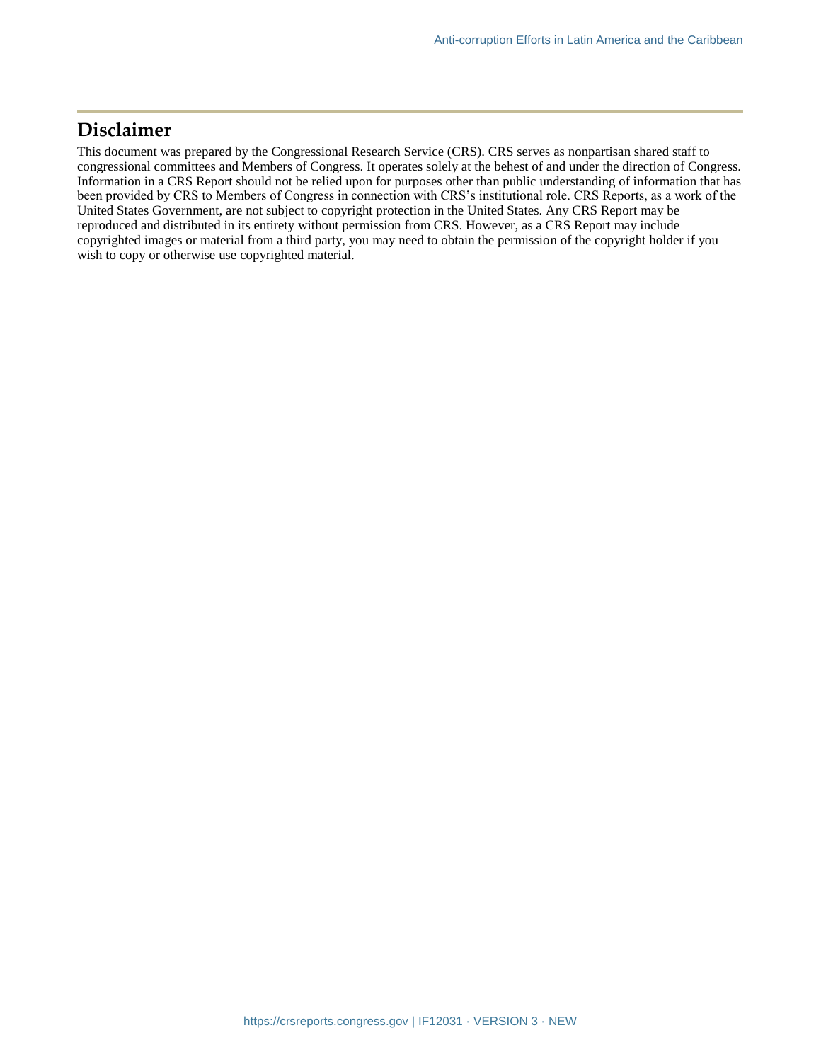## Disclaimer

This document was prepared by the Congressional Research Service (CRS). CRS serves as nonpartisan shared staff to congressional committees and Members of Congress. It operates solely at the behest of and under the direction of Congress. Information in a CRS Report should not be relied upon for purposes other than public understanding of information that has been provided by CRS to Members of Congress in connection with CRS's institutional role. CRS Reports, as a work of the United States Government, are not subject to copyright protection in the United States. Any CRS Report may be reproduced and distributed in its entirety without permission from CRS. However, as a CRS Report may include copyrighted images or material from a third party, you may need to obtain the permission of the copyright holder if you wish to copy or otherwise use copyrighted material.